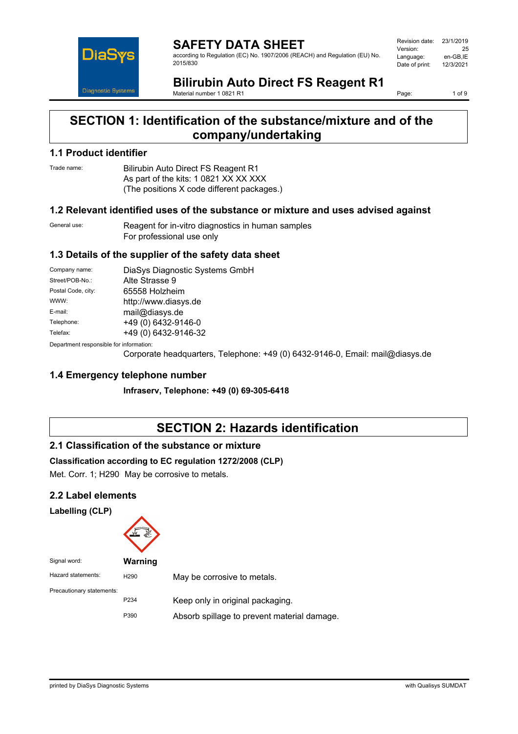# SAFETY DATA SHEET

according to Regulation (EC) No. 1907/2006 (REACH) and Regulation (EU) No. 2015/830

| | |
|---|---|
| Revision date: | 23/1/2019 |
| Version: | 25 |
| Language: | en-GB,IE |
| Date of print: | 12/3/2021 |

# Bilirubin Auto Direct FS Reagent R1

Material number 1 0821 R1

## SECTION 1: Identification of the substance/mixture and of the company/undertaking

### 1.1 Product identifier

Trade name: Bilirubin Auto Direct FS Reagent R1
As part of the kits: 1 0821 XX XX XXX
(The positions X code different packages.)

### 1.2 Relevant identified uses of the substance or mixture and uses advised against

General use: Reagent for in-vitro diagnostics in human samples
For professional use only

### 1.3 Details of the supplier of the safety data sheet

| | |
|---|---|
| Company name: | DiaSys Diagnostic Systems GmbH |
| Street/POB-No.: | Alte Strasse 9 |
| Postal Code, city: | 65558 Holzheim |
| WWW: | http://www.diasys.de |
| E-mail: | mail@diasys.de |
| Telephone: | +49 (0) 6432-9146-0 |
| Telefax: | +49 (0) 6432-9146-32 |

Department responsible for information:
Corporate headquarters, Telephone: +49 (0) 6432-9146-0, Email: mail@diasys.de

### 1.4 Emergency telephone number

**Infraserv, Telephone: +49 (0) 69-305-6418**

## SECTION 2: Hazards identification

### 2.1 Classification of the substance or mixture

**Classification according to EC regulation 1272/2008 (CLP)**

Met. Corr. 1; H290 May be corrosive to metals.

### 2.2 Label elements

**Labelling (CLP)**

Signal word: **Warning**

Hazard statements:

| | |
|---|---|
| H290 | May be corrosive to metals. |

Precautionary statements:

| | |
|---|---|
| P234 | Keep only in original packaging. |
| P390 | Absorb spillage to prevent material damage. |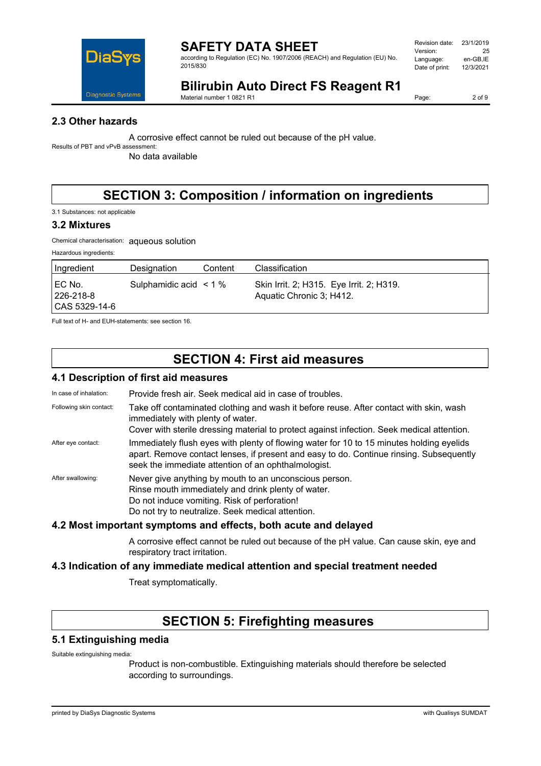### 2.3 Other hazards

A corrosive effect cannot be ruled out because of the pH value.

Results of PBT and vPvB assessment:

No data available

## SECTION 3: Composition / information on ingredients

3.1 Substances: not applicable

### 3.2 Mixtures

Chemical characterisation: aqueous solution

Hazardous ingredients:

| Ingredient | Designation | Content | Classification |
|---|---|---|---|
| EC No. 226-218-8 CAS 5329-14-6 | Sulphamidic acid | < 1 % | Skin Irrit. 2; H315. Eye Irrit. 2; H319. Aquatic Chronic 3; H412. |

Full text of H- and EUH-statements: see section 16.

## SECTION 4: First aid measures

### 4.1 Description of first aid measures

In case of inhalation: Provide fresh air. Seek medical aid in case of troubles.

Following skin contact: Take off contaminated clothing and wash it before reuse. After contact with skin, wash immediately with plenty of water.
Cover with sterile dressing material to protect against infection. Seek medical attention.

After eye contact: Immediately flush eyes with plenty of flowing water for 10 to 15 minutes holding eyelids apart. Remove contact lenses, if present and easy to do. Continue rinsing. Subsequently seek the immediate attention of an ophthalmologist.

After swallowing: Never give anything by mouth to an unconscious person.
Rinse mouth immediately and drink plenty of water.
Do not induce vomiting. Risk of perforation!
Do not try to neutralize. Seek medical attention.

### 4.2 Most important symptoms and effects, both acute and delayed

A corrosive effect cannot be ruled out because of the pH value. Can cause skin, eye and respiratory tract irritation.

### 4.3 Indication of any immediate medical attention and special treatment needed

Treat symptomatically.

## SECTION 5: Firefighting measures

### 5.1 Extinguishing media

Suitable extinguishing media:

Product is non-combustible. Extinguishing materials should therefore be selected according to surroundings.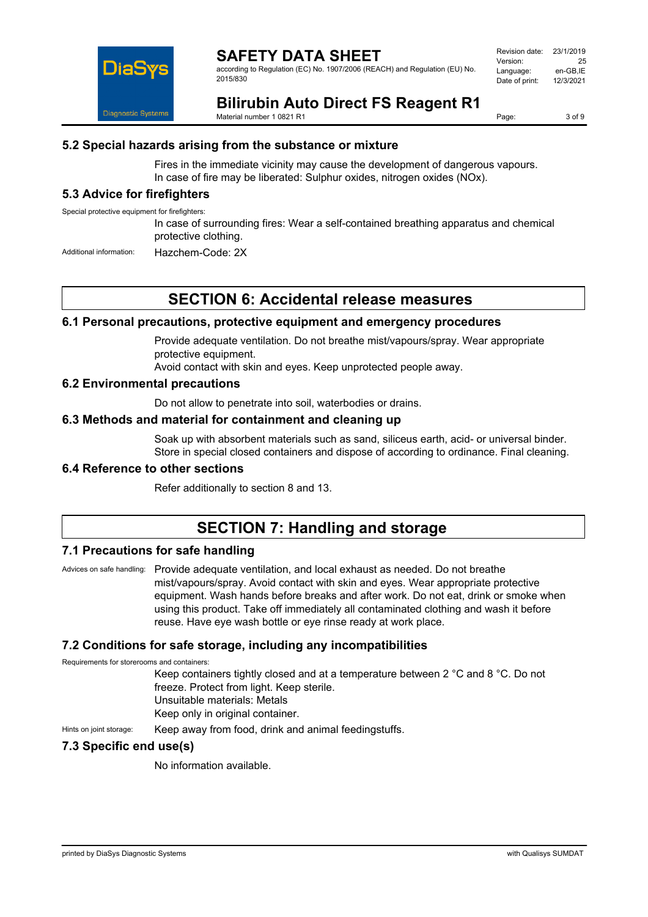### 5.2 Special hazards arising from the substance or mixture

Fires in the immediate vicinity may cause the development of dangerous vapours.
In case of fire may be liberated: Sulphur oxides, nitrogen oxides (NOx).

### 5.3 Advice for firefighters

Special protective equipment for firefighters:

In case of surrounding fires: Wear a self-contained breathing apparatus and chemical protective clothing.

Additional information: Hazchem-Code: 2X

## SECTION 6: Accidental release measures

### 6.1 Personal precautions, protective equipment and emergency procedures

Provide adequate ventilation. Do not breathe mist/vapours/spray. Wear appropriate protective equipment.
Avoid contact with skin and eyes. Keep unprotected people away.

### 6.2 Environmental precautions

Do not allow to penetrate into soil, waterbodies or drains.

### 6.3 Methods and material for containment and cleaning up

Soak up with absorbent materials such as sand, siliceus earth, acid- or universal binder.
Store in special closed containers and dispose of according to ordinance. Final cleaning.

### 6.4 Reference to other sections

Refer additionally to section 8 and 13.

## SECTION 7: Handling and storage

### 7.1 Precautions for safe handling

Advices on safe handling: Provide adequate ventilation, and local exhaust as needed. Do not breathe mist/vapours/spray. Avoid contact with skin and eyes. Wear appropriate protective equipment. Wash hands before breaks and after work. Do not eat, drink or smoke when using this product. Take off immediately all contaminated clothing and wash it before reuse. Have eye wash bottle or eye rinse ready at work place.

### 7.2 Conditions for safe storage, including any incompatibilities

Requirements for storerooms and containers:

Keep containers tightly closed and at a temperature between 2 °C and 8 °C. Do not freeze. Protect from light. Keep sterile.
Unsuitable materials: Metals
Keep only in original container.

Hints on joint storage: Keep away from food, drink and animal feedingstuffs.

### 7.3 Specific end use(s)

No information available.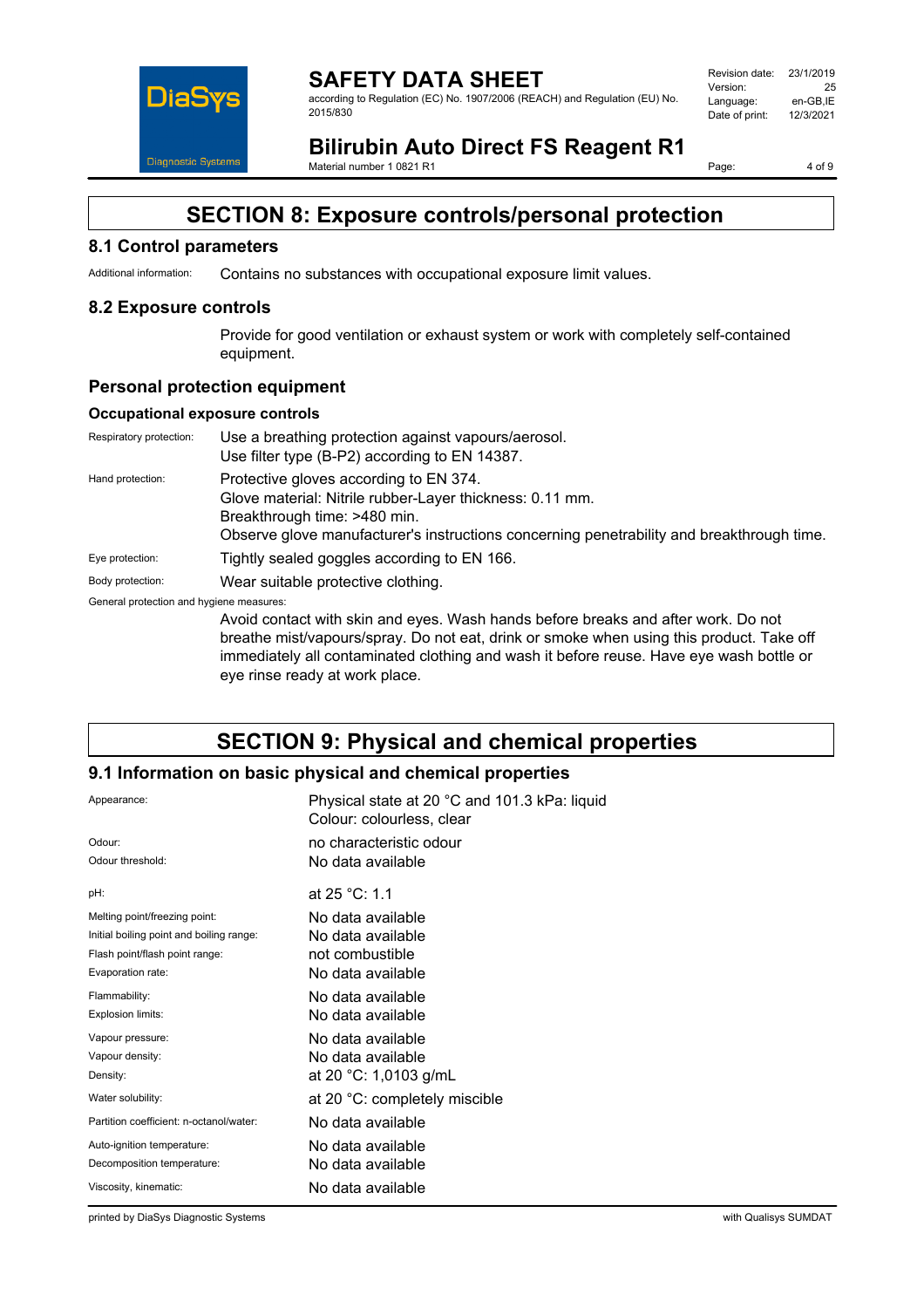# SECTION 8: Exposure controls/personal protection

## 8.1 Control parameters

Additional information: Contains no substances with occupational exposure limit values.

## 8.2 Exposure controls

Provide for good ventilation or exhaust system or work with completely self-contained equipment.

## Personal protection equipment

### Occupational exposure controls

Respiratory protection: Use a breathing protection against vapours/aerosol.
Use filter type (B-P2) according to EN 14387.

Hand protection: Protective gloves according to EN 374.
Glove material: Nitrile rubber-Layer thickness: 0.11 mm.
Breakthrough time: >480 min.
Observe glove manufacturer's instructions concerning penetrability and breakthrough time.

Eye protection: Tightly sealed goggles according to EN 166.

Body protection: Wear suitable protective clothing.

General protection and hygiene measures:

Avoid contact with skin and eyes. Wash hands before breaks and after work. Do not breathe mist/vapours/spray. Do not eat, drink or smoke when using this product. Take off immediately all contaminated clothing and wash it before reuse. Have eye wash bottle or eye rinse ready at work place.

# SECTION 9: Physical and chemical properties

## 9.1 Information on basic physical and chemical properties

| Property | Value |
|---|---|
| Appearance: | Physical state at 20 °C and 101.3 kPa: liquid<br>Colour: colourless, clear |
| Odour: | no characteristic odour |
| Odour threshold: | No data available |
| pH: | at 25 °C: 1.1 |
| Melting point/freezing point: | No data available |
| Initial boiling point and boiling range: | No data available |
| Flash point/flash point range: | not combustible |
| Evaporation rate: | No data available |
| Flammability: | No data available |
| Explosion limits: | No data available |
| Vapour pressure: | No data available |
| Vapour density: | No data available |
| Density: | at 20 °C: 1,0103 g/mL |
| Water solubility: | at 20 °C: completely miscible |
| Partition coefficient: n-octanol/water: | No data available |
| Auto-ignition temperature: | No data available |
| Decomposition temperature: | No data available |
| Viscosity, kinematic: | No data available |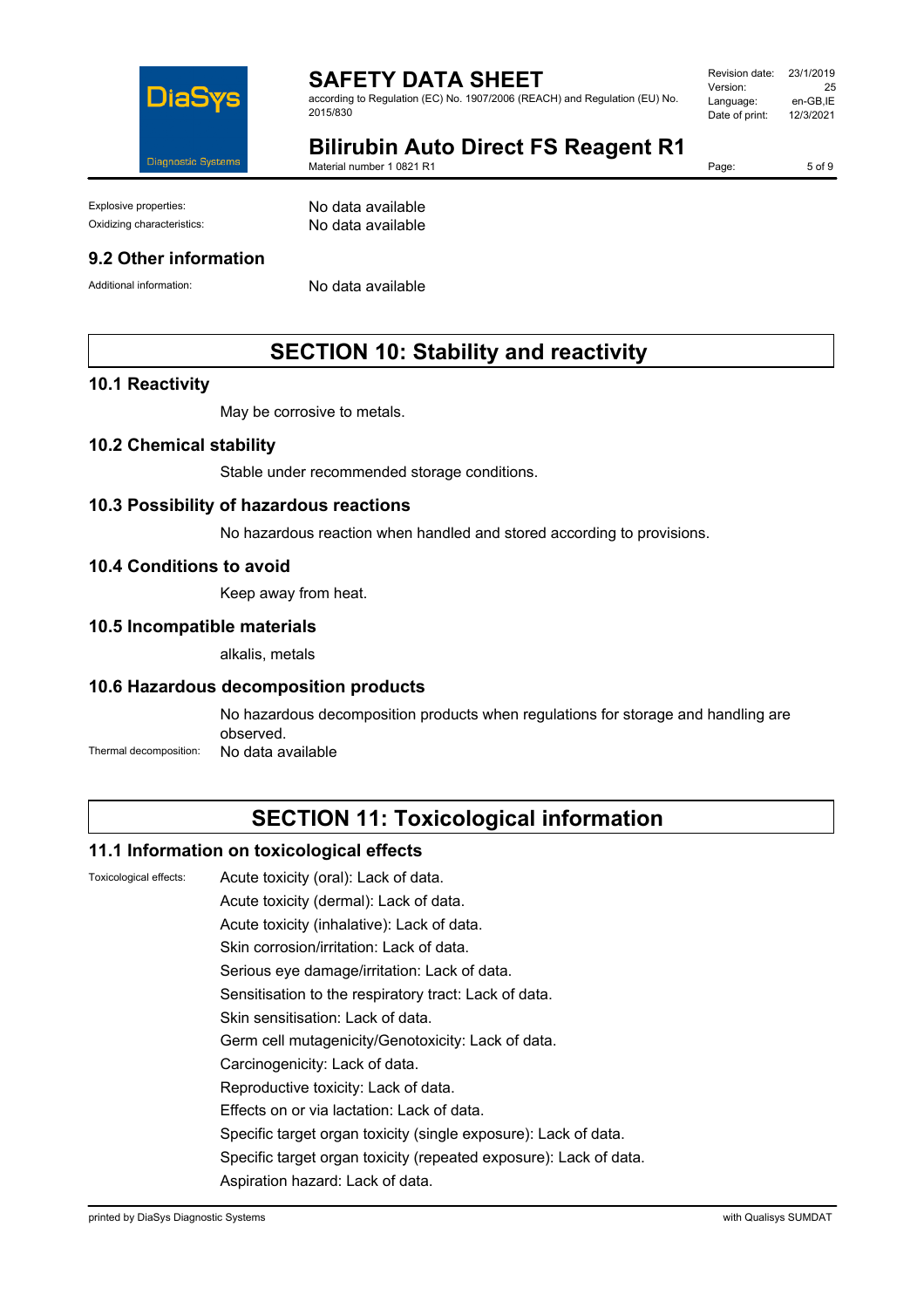Explosive properties: No data available

Oxidizing characteristics: No data available

### 9.2 Other information

Additional information: No data available

## SECTION 10: Stability and reactivity

### 10.1 Reactivity

May be corrosive to metals.

### 10.2 Chemical stability

Stable under recommended storage conditions.

### 10.3 Possibility of hazardous reactions

No hazardous reaction when handled and stored according to provisions.

### 10.4 Conditions to avoid

Keep away from heat.

### 10.5 Incompatible materials

alkalis, metals

### 10.6 Hazardous decomposition products

No hazardous decomposition products when regulations for storage and handling are observed.

Thermal decomposition: No data available

## SECTION 11: Toxicological information

### 11.1 Information on toxicological effects

Toxicological effects:

Acute toxicity (oral): Lack of data.

Acute toxicity (dermal): Lack of data.

Acute toxicity (inhalative): Lack of data.

Skin corrosion/irritation: Lack of data.

Serious eye damage/irritation: Lack of data.

Sensitisation to the respiratory tract: Lack of data.

Skin sensitisation: Lack of data.

Germ cell mutagenicity/Genotoxicity: Lack of data.

Carcinogenicity: Lack of data.

Reproductive toxicity: Lack of data.

Effects on or via lactation: Lack of data.

Specific target organ toxicity (single exposure): Lack of data.

Specific target organ toxicity (repeated exposure): Lack of data.

Aspiration hazard: Lack of data.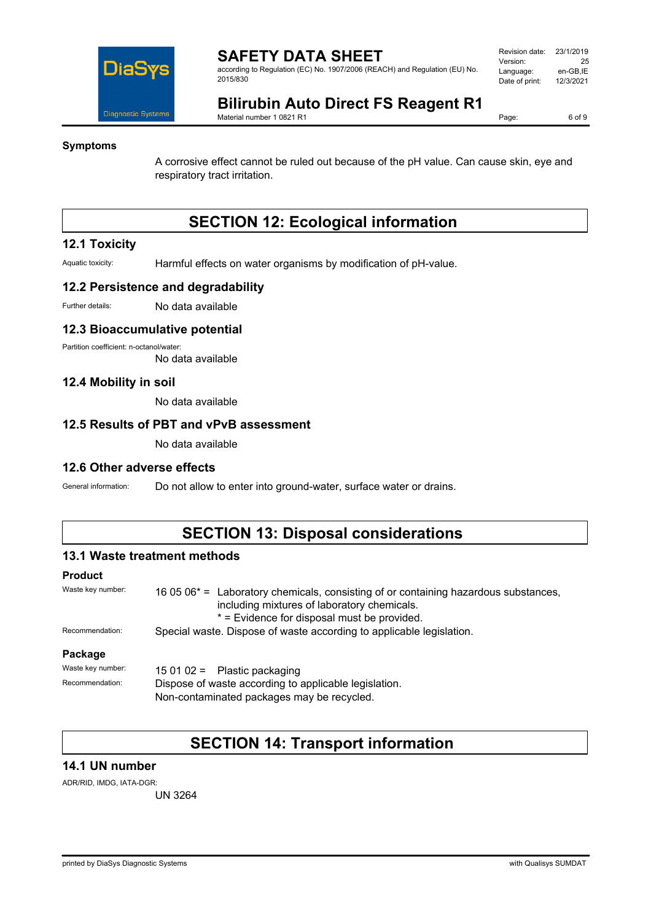**Symptoms**

A corrosive effect cannot be ruled out because of the pH value. Can cause skin, eye and respiratory tract irritation.

## SECTION 12: Ecological information

### 12.1 Toxicity

Aquatic toxicity: Harmful effects on water organisms by modification of pH-value.

### 12.2 Persistence and degradability

Further details: No data available

### 12.3 Bioaccumulative potential

Partition coefficient: n-octanol/water:
No data available

### 12.4 Mobility in soil

No data available

### 12.5 Results of PBT and vPvB assessment

No data available

### 12.6 Other adverse effects

General information: Do not allow to enter into ground-water, surface water or drains.

## SECTION 13: Disposal considerations

### 13.1 Waste treatment methods

**Product**

Waste key number: 16 05 06* = Laboratory chemicals, consisting of or containing hazardous substances, including mixtures of laboratory chemicals.
* = Evidence for disposal must be provided.

Recommendation: Special waste. Dispose of waste according to applicable legislation.

**Package**

Waste key number: 15 01 02 = Plastic packaging

Recommendation: Dispose of waste according to applicable legislation.
Non-contaminated packages may be recycled.

## SECTION 14: Transport information

### 14.1 UN number

ADR/RID, IMDG, IATA-DGR:
UN 3264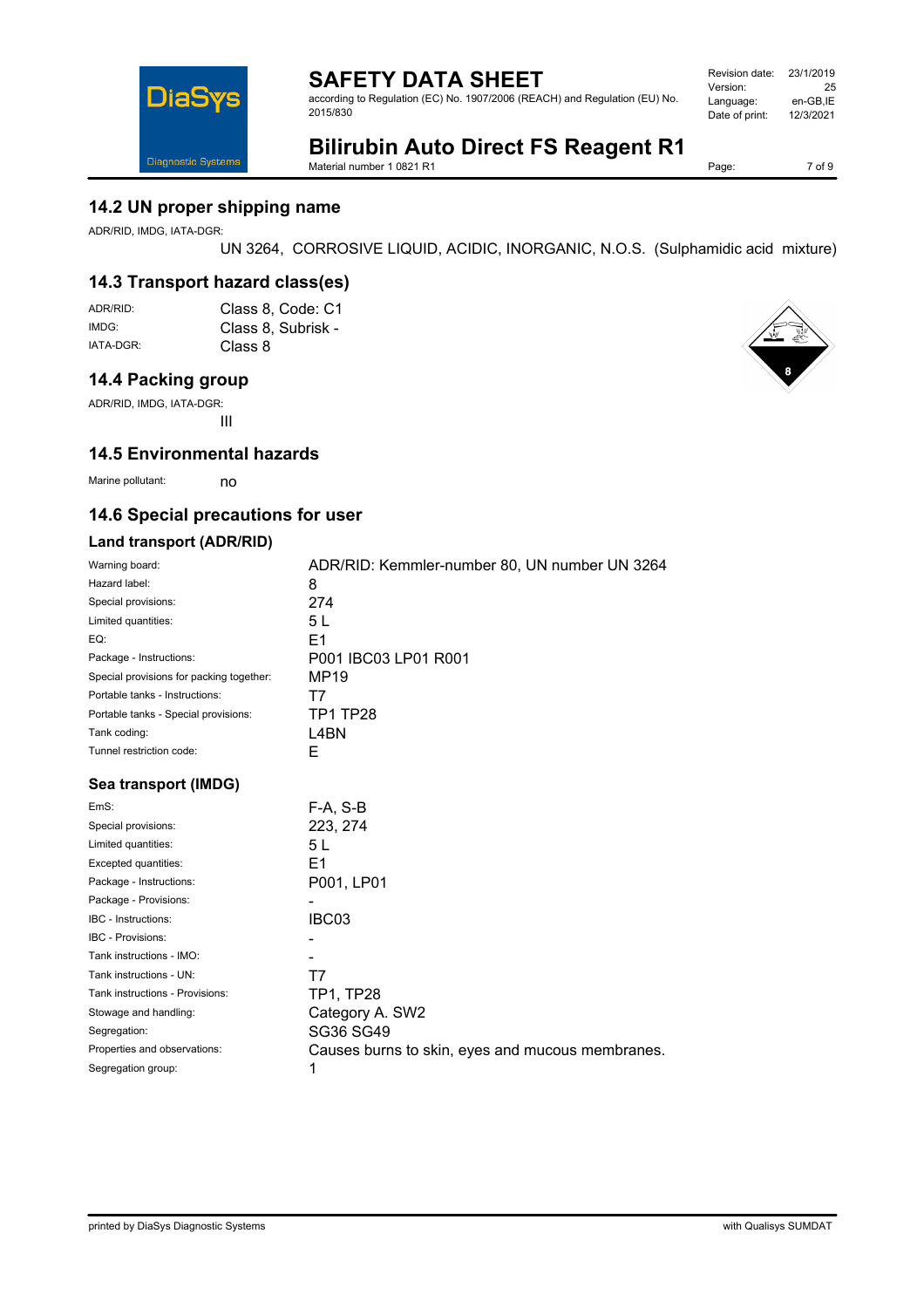## 14.2 UN proper shipping name

ADR/RID, IMDG, IATA-DGR:

UN 3264, CORROSIVE LIQUID, ACIDIC, INORGANIC, N.O.S. (Sulphamidic acid mixture)

## 14.3 Transport hazard class(es)

| | |
|---|---|
| ADR/RID: | Class 8, Code: C1 |
| IMDG: | Class 8, Subrisk - |
| IATA-DGR: | Class 8 |

## 14.4 Packing group

ADR/RID, IMDG, IATA-DGR:

III

## 14.5 Environmental hazards

Marine pollutant: no

## 14.6 Special precautions for user

### Land transport (ADR/RID)

| | |
|---|---|
| Warning board: | ADR/RID: Kemmler-number 80, UN number UN 3264 |
| Hazard label: | 8 |
| Special provisions: | 274 |
| Limited quantities: | 5 L |
| EQ: | E1 |
| Package - Instructions: | P001 IBC03 LP01 R001 |
| Special provisions for packing together: | MP19 |
| Portable tanks - Instructions: | T7 |
| Portable tanks - Special provisions: | TP1 TP28 |
| Tank coding: | L4BN |
| Tunnel restriction code: | E |

### Sea transport (IMDG)

| | |
|---|---|
| EmS: | F-A, S-B |
| Special provisions: | 223, 274 |
| Limited quantities: | 5 L |
| Excepted quantities: | E1 |
| Package - Instructions: | P001, LP01 |
| Package - Provisions: | - |
| IBC - Instructions: | IBC03 |
| IBC - Provisions: | - |
| Tank instructions - IMO: | - |
| Tank instructions - UN: | T7 |
| Tank instructions - Provisions: | TP1, TP28 |
| Stowage and handling: | Category A. SW2 |
| Segregation: | SG36 SG49 |
| Properties and observations: | Causes burns to skin, eyes and mucous membranes. |
| Segregation group: | 1 |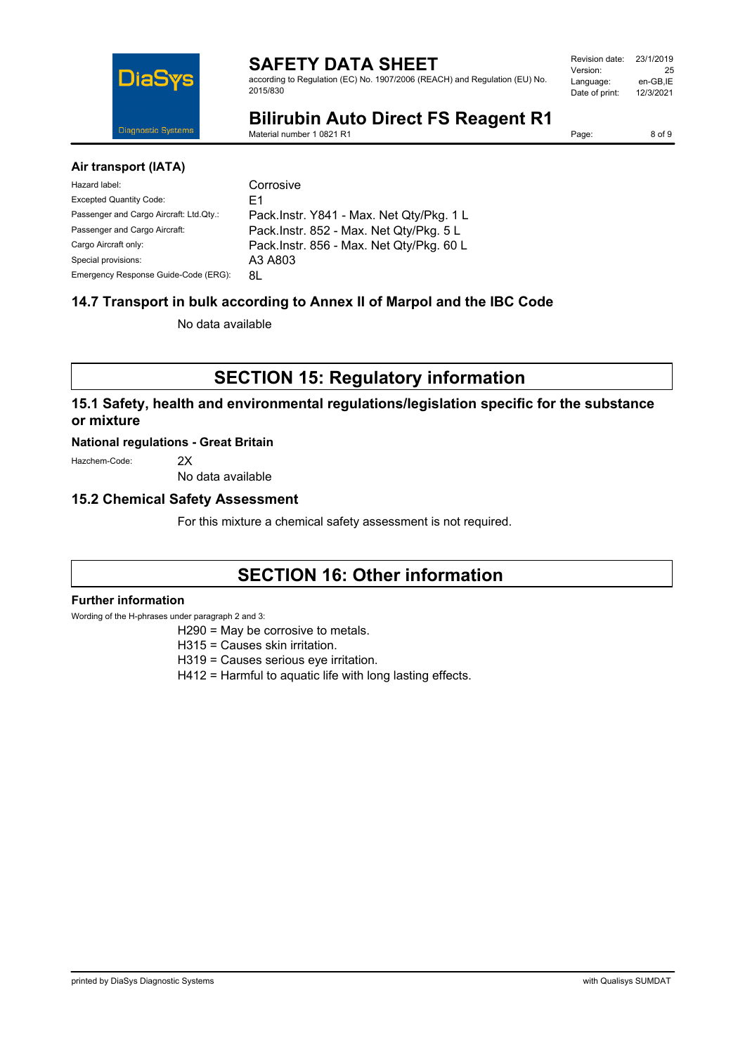### Air transport (IATA)

| | |
|---|---|
| Hazard label: | Corrosive |
| Excepted Quantity Code: | E1 |
| Passenger and Cargo Aircraft: Ltd.Qty.: | Pack.Instr. Y841 - Max. Net Qty/Pkg. 1 L |
| Passenger and Cargo Aircraft: | Pack.Instr. 852 - Max. Net Qty/Pkg. 5 L |
| Cargo Aircraft only: | Pack.Instr. 856 - Max. Net Qty/Pkg. 60 L |
| Special provisions: | A3 A803 |
| Emergency Response Guide-Code (ERG): | 8L |

### 14.7 Transport in bulk according to Annex II of Marpol and the IBC Code

No data available

## SECTION 15: Regulatory information

### 15.1 Safety, health and environmental regulations/legislation specific for the substance or mixture

#### National regulations - Great Britain

Hazchem-Code: 2X

No data available

### 15.2 Chemical Safety Assessment

For this mixture a chemical safety assessment is not required.

## SECTION 16: Other information

#### Further information

Wording of the H-phrases under paragraph 2 and 3:

H290 = May be corrosive to metals.
H315 = Causes skin irritation.
H319 = Causes serious eye irritation.
H412 = Harmful to aquatic life with long lasting effects.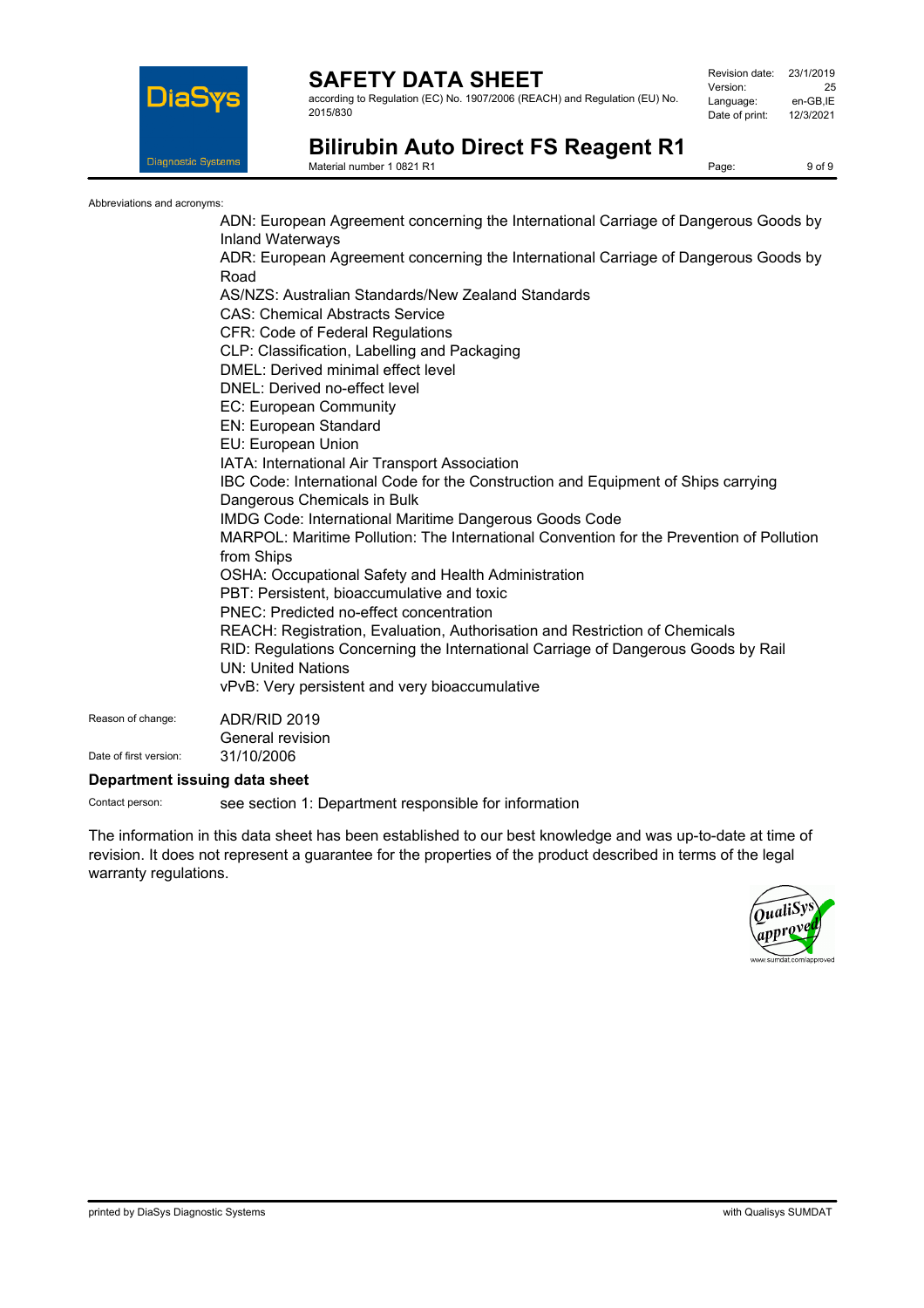Abbreviations and acronyms:

ADN: European Agreement concerning the International Carriage of Dangerous Goods by Inland Waterways
ADR: European Agreement concerning the International Carriage of Dangerous Goods by Road
AS/NZS: Australian Standards/New Zealand Standards
CAS: Chemical Abstracts Service
CFR: Code of Federal Regulations
CLP: Classification, Labelling and Packaging
DMEL: Derived minimal effect level
DNEL: Derived no-effect level
EC: European Community
EN: European Standard
EU: European Union
IATA: International Air Transport Association
IBC Code: International Code for the Construction and Equipment of Ships carrying Dangerous Chemicals in Bulk
IMDG Code: International Maritime Dangerous Goods Code
MARPOL: Maritime Pollution: The International Convention for the Prevention of Pollution from Ships
OSHA: Occupational Safety and Health Administration
PBT: Persistent, bioaccumulative and toxic
PNEC: Predicted no-effect concentration
REACH: Registration, Evaluation, Authorisation and Restriction of Chemicals
RID: Regulations Concerning the International Carriage of Dangerous Goods by Rail
UN: United Nations
vPvB: Very persistent and very bioaccumulative

Reason of change: ADR/RID 2019
General revision

Date of first version: 31/10/2006

### Department issuing data sheet

Contact person: see section 1: Department responsible for information

The information in this data sheet has been established to our best knowledge and was up-to-date at time of revision. It does not represent a guarantee for the properties of the product described in terms of the legal warranty regulations.